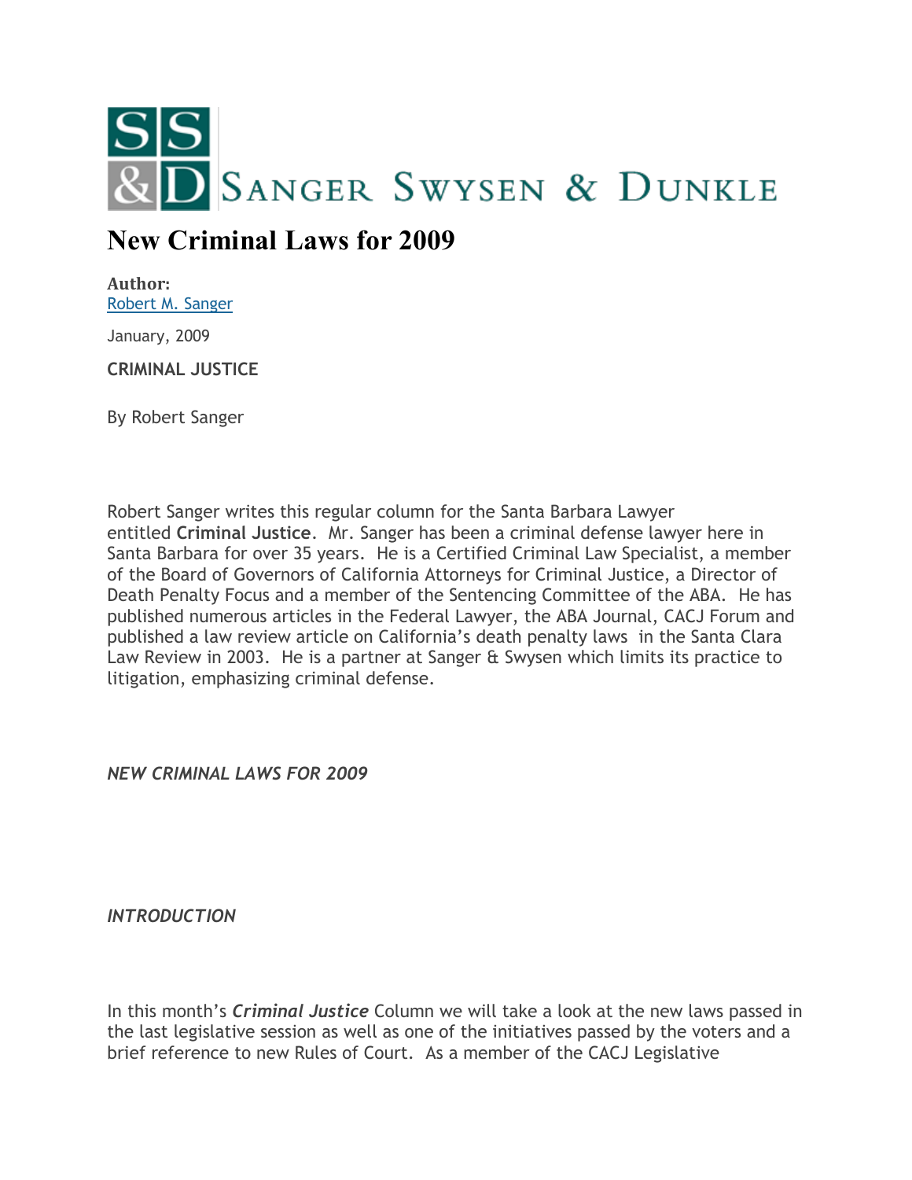SANGER SWYSEN & DUNKLE

# New Criminal Laws for 2009

**Author:**
Robert M. Sanger

January, 2009

**CRIMINAL JUSTICE**

By Robert Sanger

Robert Sanger writes this regular column for the Santa Barbara Lawyer entitled **Criminal Justice**. Mr. Sanger has been a criminal defense lawyer here in Santa Barbara for over 35 years. He is a Certified Criminal Law Specialist, a member of the Board of Governors of California Attorneys for Criminal Justice, a Director of Death Penalty Focus and a member of the Sentencing Committee of the ABA. He has published numerous articles in the Federal Lawyer, the ABA Journal, CACJ Forum and published a law review article on California's death penalty laws in the Santa Clara Law Review in 2003. He is a partner at Sanger & Swysen which limits its practice to litigation, emphasizing criminal defense.

***NEW CRIMINAL LAWS FOR 2009***

***INTRODUCTION***

In this month's ***Criminal Justice*** Column we will take a look at the new laws passed in the last legislative session as well as one of the initiatives passed by the voters and a brief reference to new Rules of Court. As a member of the CACJ Legislative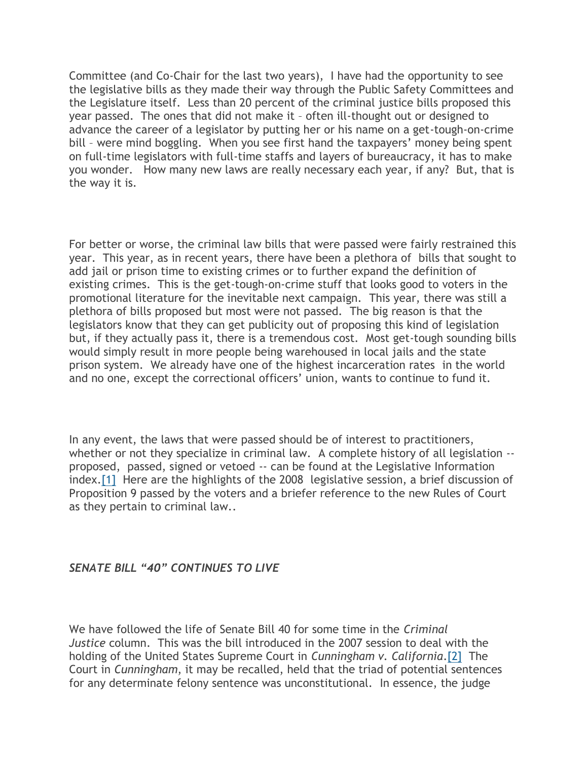Committee (and Co-Chair for the last two years), I have had the opportunity to see the legislative bills as they made their way through the Public Safety Committees and the Legislature itself. Less than 20 percent of the criminal justice bills proposed this year passed. The ones that did not make it – often ill-thought out or designed to advance the career of a legislator by putting her or his name on a get-tough-on-crime bill – were mind boggling. When you see first hand the taxpayers' money being spent on full-time legislators with full-time staffs and layers of bureaucracy, it has to make you wonder. How many new laws are really necessary each year, if any? But, that is the way it is.

For better or worse, the criminal law bills that were passed were fairly restrained this year. This year, as in recent years, there have been a plethora of bills that sought to add jail or prison time to existing crimes or to further expand the definition of existing crimes. This is the get-tough-on-crime stuff that looks good to voters in the promotional literature for the inevitable next campaign. This year, there was still a plethora of bills proposed but most were not passed. The big reason is that the legislators know that they can get publicity out of proposing this kind of legislation but, if they actually pass it, there is a tremendous cost. Most get-tough sounding bills would simply result in more people being warehoused in local jails and the state prison system. We already have one of the highest incarceration rates in the world and no one, except the correctional officers' union, wants to continue to fund it.

In any event, the laws that were passed should be of interest to practitioners, whether or not they specialize in criminal law. A complete history of all legislation -- proposed, passed, signed or vetoed -- can be found at the Legislative Information index.[1] Here are the highlights of the 2008 legislative session, a brief discussion of Proposition 9 passed by the voters and a briefer reference to the new Rules of Court as they pertain to criminal law..

***SENATE BILL "40" CONTINUES TO LIVE***

We have followed the life of Senate Bill 40 for some time in the *Criminal Justice* column. This was the bill introduced in the 2007 session to deal with the holding of the United States Supreme Court in *Cunningham v. California*.[2] The Court in *Cunningham*, it may be recalled, held that the triad of potential sentences for any determinate felony sentence was unconstitutional. In essence, the judge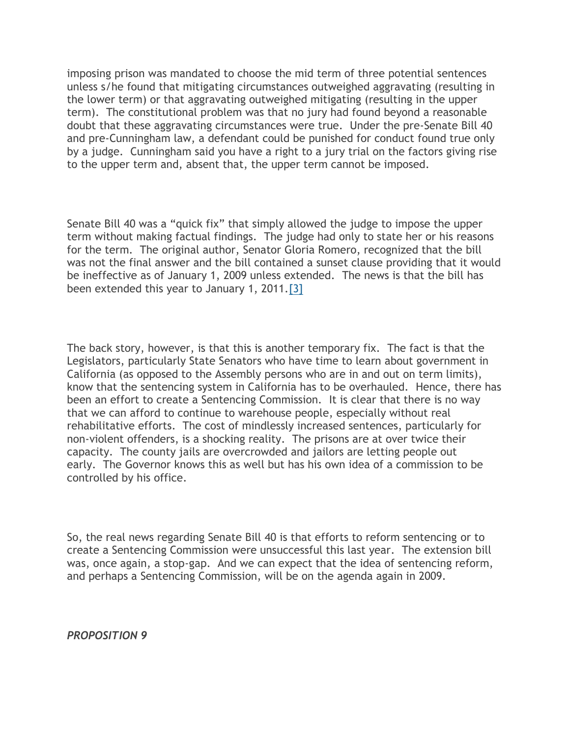imposing prison was mandated to choose the mid term of three potential sentences unless s/he found that mitigating circumstances outweighed aggravating (resulting in the lower term) or that aggravating outweighed mitigating (resulting in the upper term). The constitutional problem was that no jury had found beyond a reasonable doubt that these aggravating circumstances were true. Under the pre-Senate Bill 40 and pre-Cunningham law, a defendant could be punished for conduct found true only by a judge. Cunningham said you have a right to a jury trial on the factors giving rise to the upper term and, absent that, the upper term cannot be imposed.

Senate Bill 40 was a "quick fix" that simply allowed the judge to impose the upper term without making factual findings. The judge had only to state her or his reasons for the term. The original author, Senator Gloria Romero, recognized that the bill was not the final answer and the bill contained a sunset clause providing that it would be ineffective as of January 1, 2009 unless extended. The news is that the bill has been extended this year to January 1, 2011.[3]

The back story, however, is that this is another temporary fix. The fact is that the Legislators, particularly State Senators who have time to learn about government in California (as opposed to the Assembly persons who are in and out on term limits), know that the sentencing system in California has to be overhauled. Hence, there has been an effort to create a Sentencing Commission. It is clear that there is no way that we can afford to continue to warehouse people, especially without real rehabilitative efforts. The cost of mindlessly increased sentences, particularly for non-violent offenders, is a shocking reality. The prisons are at over twice their capacity. The county jails are overcrowded and jailors are letting people out early. The Governor knows this as well but has his own idea of a commission to be controlled by his office.

So, the real news regarding Senate Bill 40 is that efforts to reform sentencing or to create a Sentencing Commission were unsuccessful this last year. The extension bill was, once again, a stop-gap. And we can expect that the idea of sentencing reform, and perhaps a Sentencing Commission, will be on the agenda again in 2009.

***PROPOSITION 9***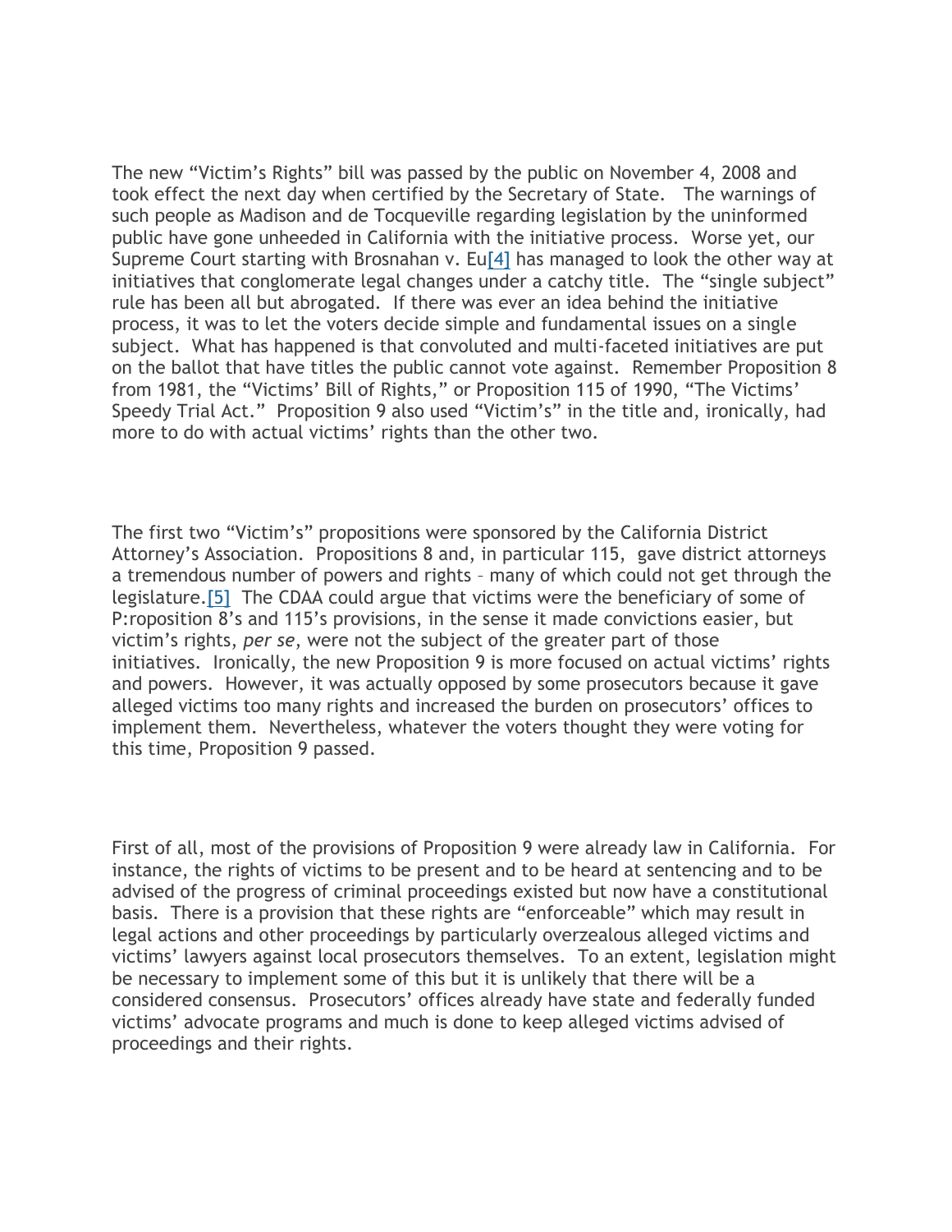The new "Victim's Rights" bill was passed by the public on November 4, 2008 and took effect the next day when certified by the Secretary of State. The warnings of such people as Madison and de Tocqueville regarding legislation by the uninformed public have gone unheeded in California with the initiative process. Worse yet, our Supreme Court starting with Brosnahan v. Eu[4] has managed to look the other way at initiatives that conglomerate legal changes under a catchy title. The "single subject" rule has been all but abrogated. If there was ever an idea behind the initiative process, it was to let the voters decide simple and fundamental issues on a single subject. What has happened is that convoluted and multi-faceted initiatives are put on the ballot that have titles the public cannot vote against. Remember Proposition 8 from 1981, the "Victims' Bill of Rights," or Proposition 115 of 1990, "The Victims' Speedy Trial Act." Proposition 9 also used "Victim's" in the title and, ironically, had more to do with actual victims' rights than the other two.

The first two "Victim's" propositions were sponsored by the California District Attorney's Association. Propositions 8 and, in particular 115, gave district attorneys a tremendous number of powers and rights – many of which could not get through the legislature.[5] The CDAA could argue that victims were the beneficiary of some of P:roposition 8's and 115's provisions, in the sense it made convictions easier, but victim's rights, *per se*, were not the subject of the greater part of those initiatives. Ironically, the new Proposition 9 is more focused on actual victims' rights and powers. However, it was actually opposed by some prosecutors because it gave alleged victims too many rights and increased the burden on prosecutors' offices to implement them. Nevertheless, whatever the voters thought they were voting for this time, Proposition 9 passed.

First of all, most of the provisions of Proposition 9 were already law in California. For instance, the rights of victims to be present and to be heard at sentencing and to be advised of the progress of criminal proceedings existed but now have a constitutional basis. There is a provision that these rights are "enforceable" which may result in legal actions and other proceedings by particularly overzealous alleged victims and victims' lawyers against local prosecutors themselves. To an extent, legislation might be necessary to implement some of this but it is unlikely that there will be a considered consensus. Prosecutors' offices already have state and federally funded victims' advocate programs and much is done to keep alleged victims advised of proceedings and their rights.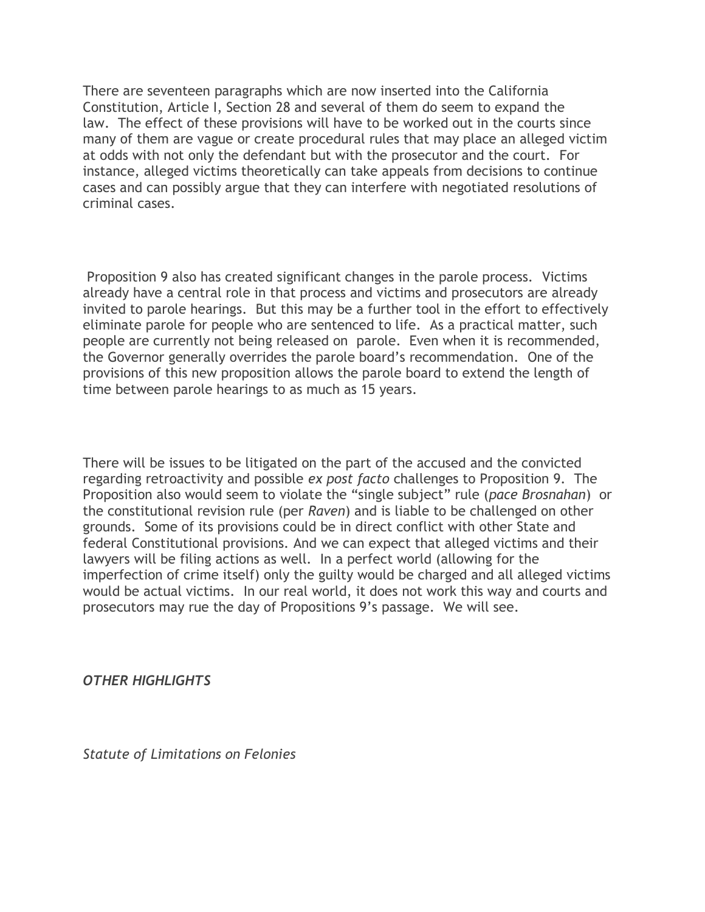There are seventeen paragraphs which are now inserted into the California Constitution, Article I, Section 28 and several of them do seem to expand the law. The effect of these provisions will have to be worked out in the courts since many of them are vague or create procedural rules that may place an alleged victim at odds with not only the defendant but with the prosecutor and the court. For instance, alleged victims theoretically can take appeals from decisions to continue cases and can possibly argue that they can interfere with negotiated resolutions of criminal cases.

Proposition 9 also has created significant changes in the parole process. Victims already have a central role in that process and victims and prosecutors are already invited to parole hearings. But this may be a further tool in the effort to effectively eliminate parole for people who are sentenced to life. As a practical matter, such people are currently not being released on parole. Even when it is recommended, the Governor generally overrides the parole board's recommendation. One of the provisions of this new proposition allows the parole board to extend the length of time between parole hearings to as much as 15 years.

There will be issues to be litigated on the part of the accused and the convicted regarding retroactivity and possible *ex post facto* challenges to Proposition 9. The Proposition also would seem to violate the "single subject" rule (*pace Brosnahan*) or the constitutional revision rule (per *Raven*) and is liable to be challenged on other grounds. Some of its provisions could be in direct conflict with other State and federal Constitutional provisions. And we can expect that alleged victims and their lawyers will be filing actions as well. In a perfect world (allowing for the imperfection of crime itself) only the guilty would be charged and all alleged victims would be actual victims. In our real world, it does not work this way and courts and prosecutors may rue the day of Propositions 9's passage. We will see.

## *OTHER HIGHLIGHTS*

### *Statute of Limitations on Felonies*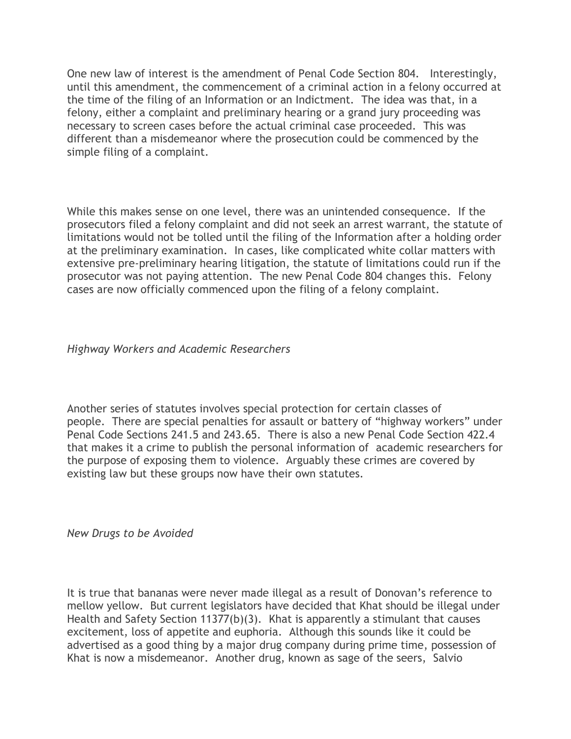One new law of interest is the amendment of Penal Code Section 804. Interestingly, until this amendment, the commencement of a criminal action in a felony occurred at the time of the filing of an Information or an Indictment. The idea was that, in a felony, either a complaint and preliminary hearing or a grand jury proceeding was necessary to screen cases before the actual criminal case proceeded. This was different than a misdemeanor where the prosecution could be commenced by the simple filing of a complaint.

While this makes sense on one level, there was an unintended consequence. If the prosecutors filed a felony complaint and did not seek an arrest warrant, the statute of limitations would not be tolled until the filing of the Information after a holding order at the preliminary examination. In cases, like complicated white collar matters with extensive pre-preliminary hearing litigation, the statute of limitations could run if the prosecutor was not paying attention. The new Penal Code 804 changes this. Felony cases are now officially commenced upon the filing of a felony complaint.

*Highway Workers and Academic Researchers*

Another series of statutes involves special protection for certain classes of people. There are special penalties for assault or battery of “highway workers” under Penal Code Sections 241.5 and 243.65. There is also a new Penal Code Section 422.4 that makes it a crime to publish the personal information of academic researchers for the purpose of exposing them to violence. Arguably these crimes are covered by existing law but these groups now have their own statutes.

*New Drugs to be Avoided*

It is true that bananas were never made illegal as a result of Donovan’s reference to mellow yellow. But current legislators have decided that Khat should be illegal under Health and Safety Section 11377(b)(3). Khat is apparently a stimulant that causes excitement, loss of appetite and euphoria. Although this sounds like it could be advertised as a good thing by a major drug company during prime time, possession of Khat is now a misdemeanor. Another drug, known as sage of the seers, Salvio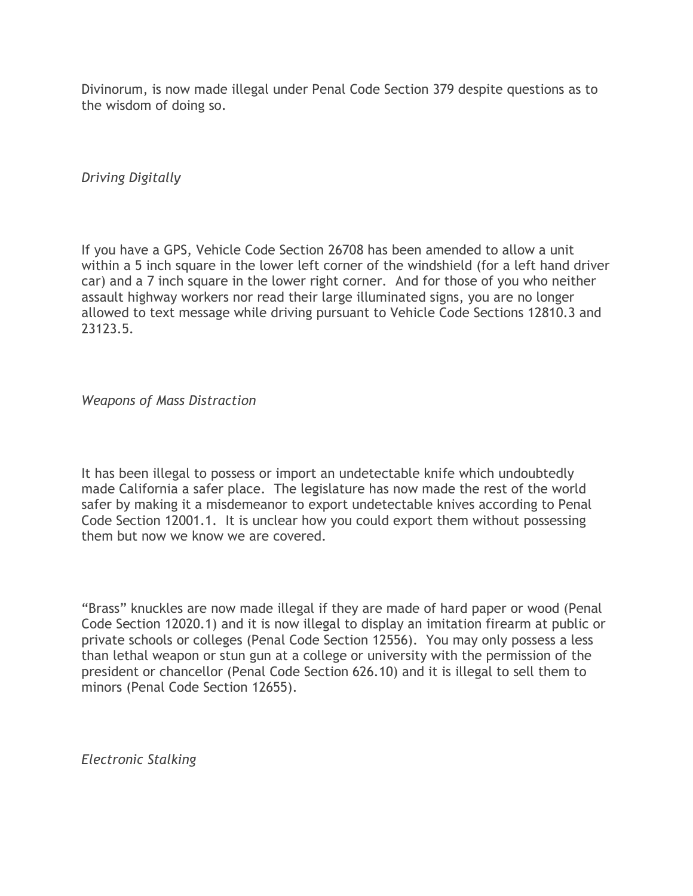Divinorum, is now made illegal under Penal Code Section 379 despite questions as to the wisdom of doing so.

*Driving Digitally*

If you have a GPS, Vehicle Code Section 26708 has been amended to allow a unit within a 5 inch square in the lower left corner of the windshield (for a left hand driver car) and a 7 inch square in the lower right corner. And for those of you who neither assault highway workers nor read their large illuminated signs, you are no longer allowed to text message while driving pursuant to Vehicle Code Sections 12810.3 and 23123.5.

*Weapons of Mass Distraction*

It has been illegal to possess or import an undetectable knife which undoubtedly made California a safer place. The legislature has now made the rest of the world safer by making it a misdemeanor to export undetectable knives according to Penal Code Section 12001.1. It is unclear how you could export them without possessing them but now we know we are covered.

"Brass" knuckles are now made illegal if they are made of hard paper or wood (Penal Code Section 12020.1) and it is now illegal to display an imitation firearm at public or private schools or colleges (Penal Code Section 12556). You may only possess a less than lethal weapon or stun gun at a college or university with the permission of the president or chancellor (Penal Code Section 626.10) and it is illegal to sell them to minors (Penal Code Section 12655).

*Electronic Stalking*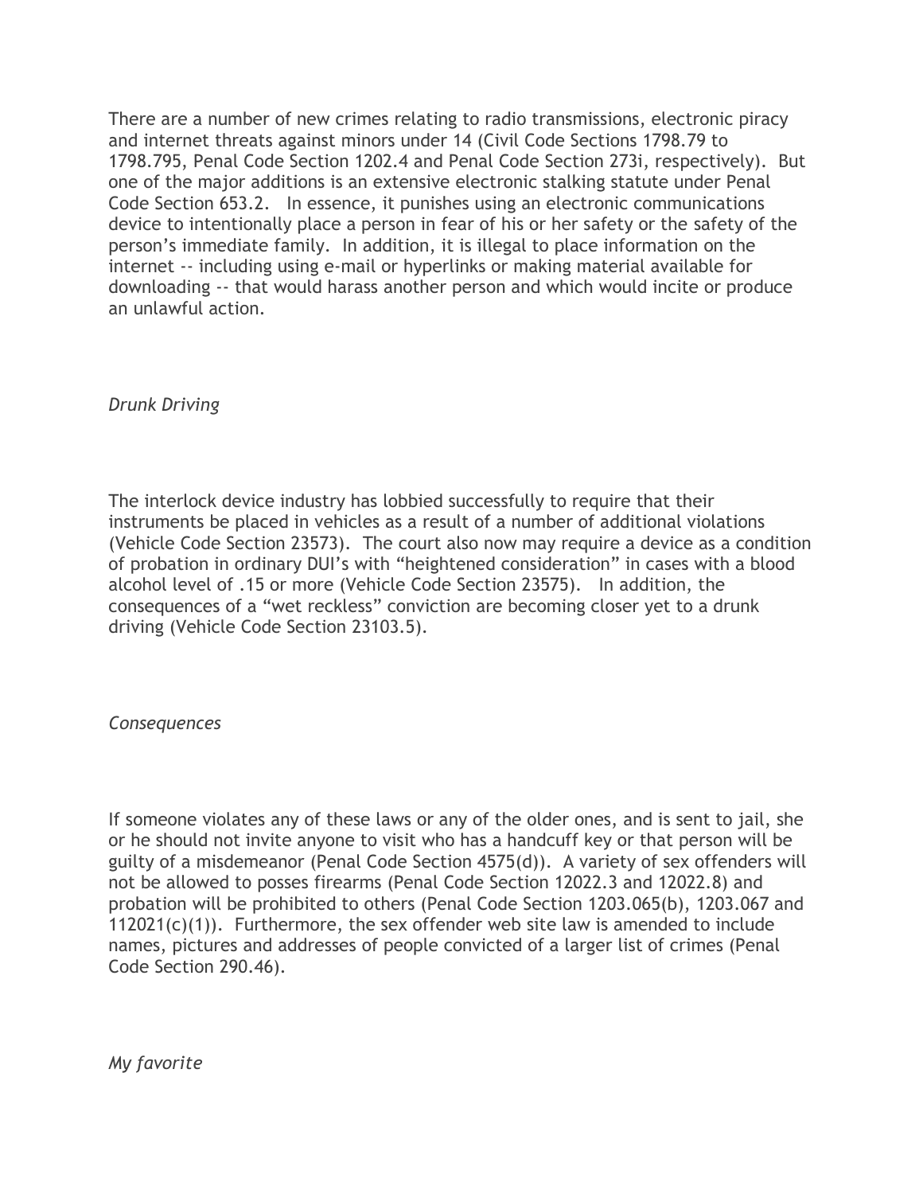There are a number of new crimes relating to radio transmissions, electronic piracy and internet threats against minors under 14 (Civil Code Sections 1798.79 to 1798.795, Penal Code Section 1202.4 and Penal Code Section 273i, respectively). But one of the major additions is an extensive electronic stalking statute under Penal Code Section 653.2. In essence, it punishes using an electronic communications device to intentionally place a person in fear of his or her safety or the safety of the person's immediate family. In addition, it is illegal to place information on the internet -- including using e-mail or hyperlinks or making material available for downloading -- that would harass another person and which would incite or produce an unlawful action.

*Drunk Driving*

The interlock device industry has lobbied successfully to require that their instruments be placed in vehicles as a result of a number of additional violations (Vehicle Code Section 23573). The court also now may require a device as a condition of probation in ordinary DUI's with "heightened consideration" in cases with a blood alcohol level of .15 or more (Vehicle Code Section 23575). In addition, the consequences of a "wet reckless" conviction are becoming closer yet to a drunk driving (Vehicle Code Section 23103.5).

*Consequences*

If someone violates any of these laws or any of the older ones, and is sent to jail, she or he should not invite anyone to visit who has a handcuff key or that person will be guilty of a misdemeanor (Penal Code Section 4575(d)). A variety of sex offenders will not be allowed to posses firearms (Penal Code Section 12022.3 and 12022.8) and probation will be prohibited to others (Penal Code Section 1203.065(b), 1203.067 and 112021(c)(1)). Furthermore, the sex offender web site law is amended to include names, pictures and addresses of people convicted of a larger list of crimes (Penal Code Section 290.46).

*My favorite*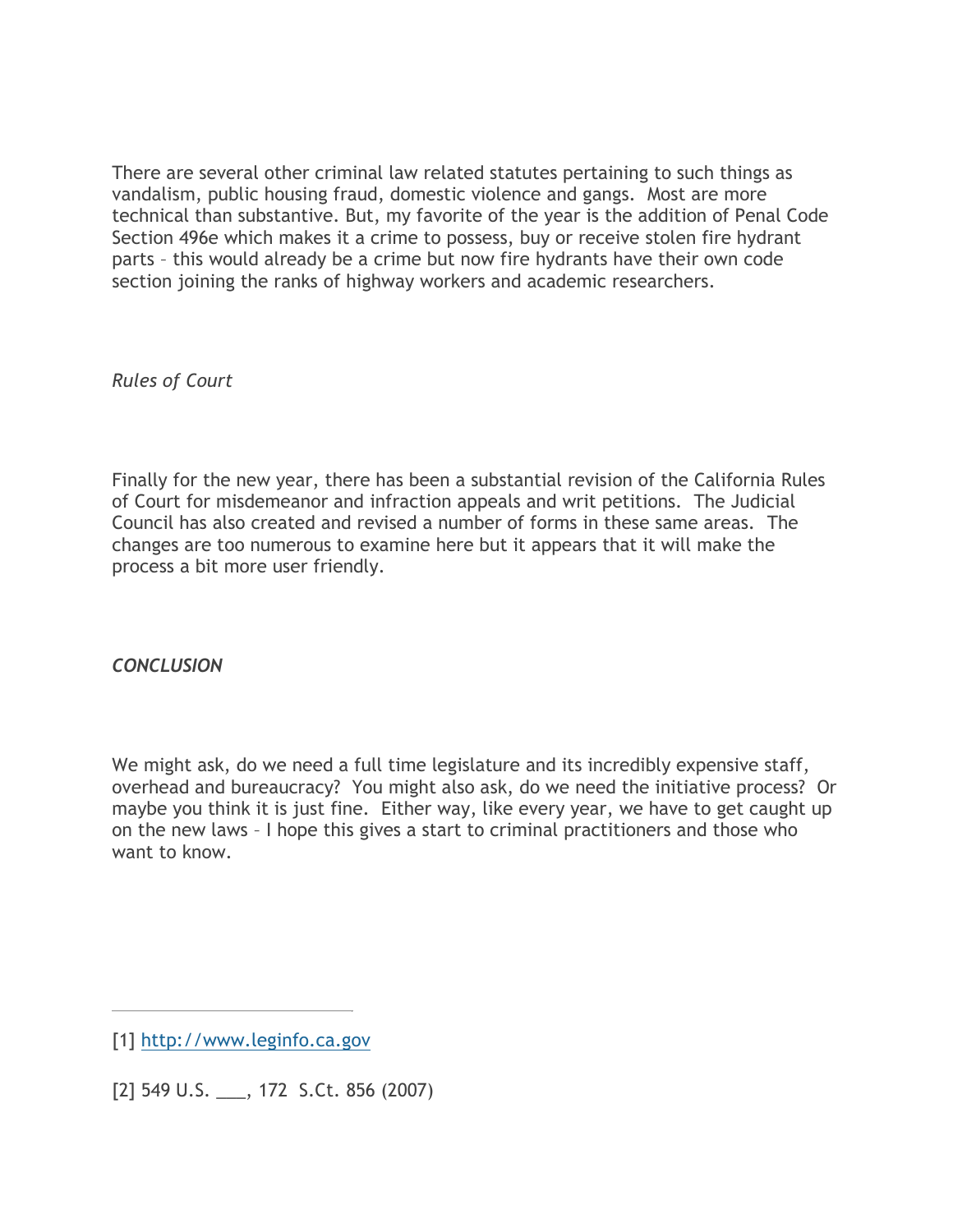There are several other criminal law related statutes pertaining to such things as vandalism, public housing fraud, domestic violence and gangs.  Most are more technical than substantive. But, my favorite of the year is the addition of Penal Code Section 496e which makes it a crime to possess, buy or receive stolen fire hydrant parts – this would already be a crime but now fire hydrants have their own code section joining the ranks of highway workers and academic researchers.

*Rules of Court*

Finally for the new year, there has been a substantial revision of the California Rules of Court for misdemeanor and infraction appeals and writ petitions.  The Judicial Council has also created and revised a number of forms in these same areas.  The changes are too numerous to examine here but it appears that it will make the process a bit more user friendly.

***CONCLUSION***

We might ask, do we need a full time legislature and its incredibly expensive staff, overhead and bureaucracy?  You might also ask, do we need the initiative process?  Or maybe you think it is just fine.  Either way, like every year, we have to get caught up on the new laws – I hope this gives a start to criminal practitioners and those who want to know.

---

[1] http://www.leginfo.ca.gov

[2] 549 U.S. ___, 172  S.Ct. 856 (2007)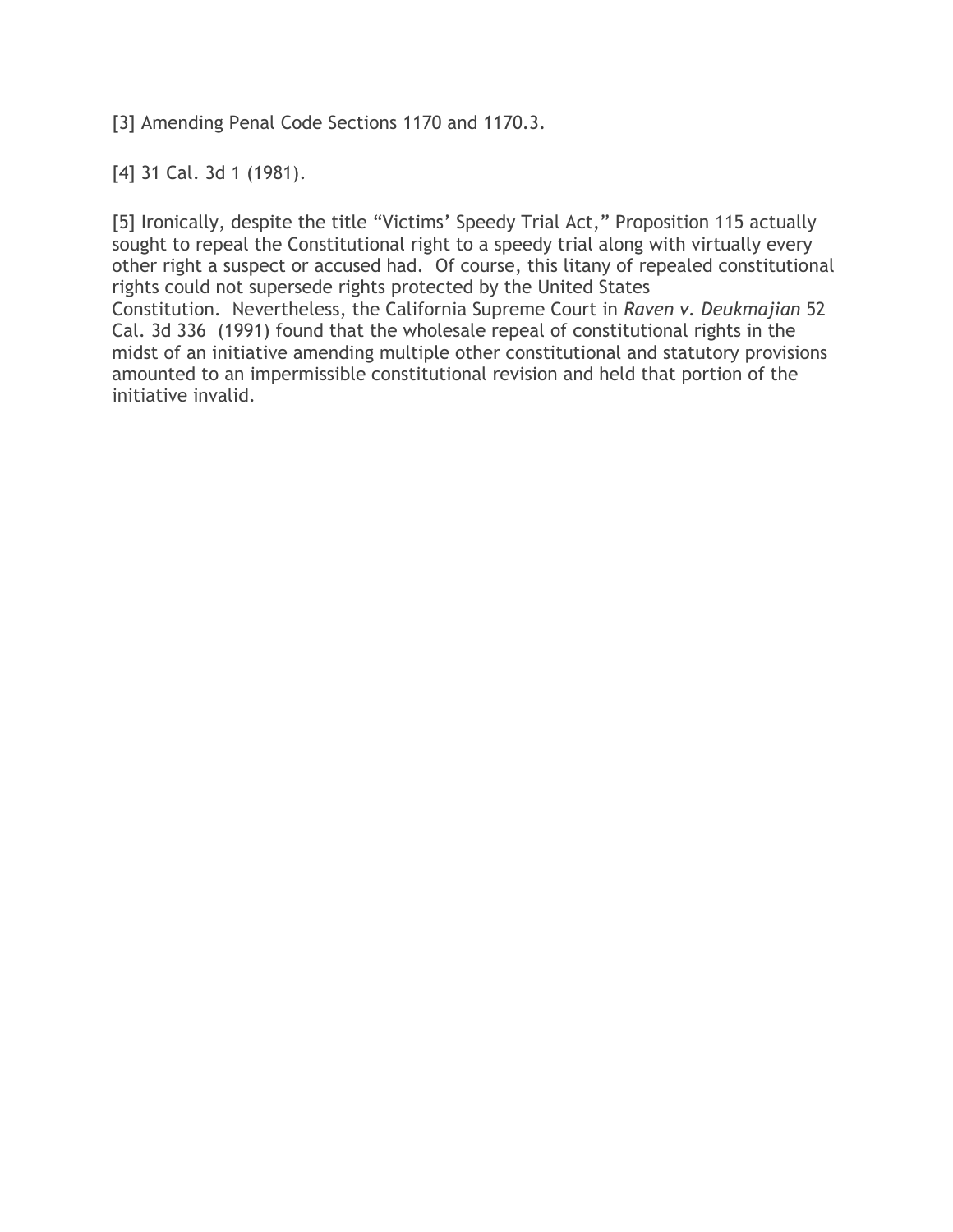[3] Amending Penal Code Sections 1170 and 1170.3.

[4] 31 Cal. 3d 1 (1981).

[5] Ironically, despite the title "Victims' Speedy Trial Act," Proposition 115 actually sought to repeal the Constitutional right to a speedy trial along with virtually every other right a suspect or accused had. Of course, this litany of repealed constitutional rights could not supersede rights protected by the United States Constitution. Nevertheless, the California Supreme Court in *Raven v. Deukmajian* 52 Cal. 3d 336 (1991) found that the wholesale repeal of constitutional rights in the midst of an initiative amending multiple other constitutional and statutory provisions amounted to an impermissible constitutional revision and held that portion of the initiative invalid.